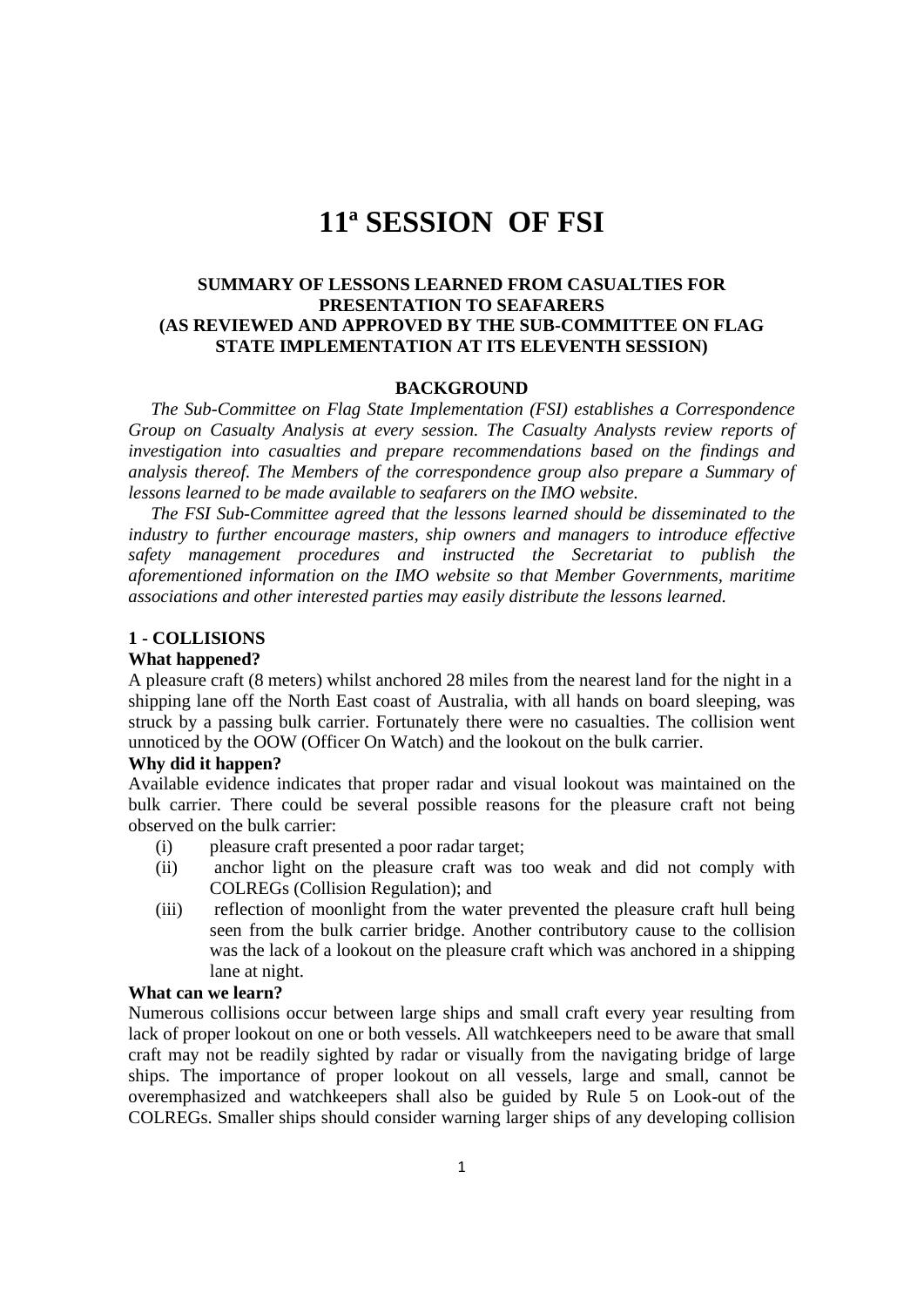# 11ª SESSION OF FSI

### SUMMARY OF LESSONS LEARNED FROM CASUALTIES FOR PRESENTATION TO SEAFARERS (AS REVIEWED AND APPROVED BY THE SUB-COMMITTEE ON FLAG STATE IMPLEMENTATION AT ITS ELEVENTH SESSION)

#### BACKGROUND

*The Sub-Committee on Flag State Implementation (FSI) establishes a Correspondence Group on Casualty Analysis at every session. The Casualty Analysts review reports of investigation into casualties and prepare recommendations based on the findings and analysis thereof. The Members of the correspondence group also prepare a Summary of lessons learned to be made available to seafarers on the IMO website.*

*The FSI Sub-Committee agreed that the lessons learned should be disseminated to the industry to further encourage masters, ship owners and managers to introduce effective safety management procedures and instructed the Secretariat to publish the aforementioned information on the IMO website so that Member Governments, maritime associations and other interested parties may easily distribute the lessons learned.*

## 1 - COLLISIONS

**What happened?**

A pleasure craft (8 meters) whilst anchored 28 miles from the nearest land for the night in a shipping lane off the North East coast of Australia, with all hands on board sleeping, was struck by a passing bulk carrier. Fortunately there were no casualties. The collision went unnoticed by the OOW (Officer On Watch) and the lookout on the bulk carrier.

**Why did it happen?**

Available evidence indicates that proper radar and visual lookout was maintained on the bulk carrier. There could be several possible reasons for the pleasure craft not being observed on the bulk carrier:

- (i) pleasure craft presented a poor radar target;
- (ii) anchor light on the pleasure craft was too weak and did not comply with COLREGs (Collision Regulation); and
- (iii) reflection of moonlight from the water prevented the pleasure craft hull being seen from the bulk carrier bridge. Another contributory cause to the collision was the lack of a lookout on the pleasure craft which was anchored in a shipping lane at night.

**What can we learn?**

Numerous collisions occur between large ships and small craft every year resulting from lack of proper lookout on one or both vessels. All watchkeepers need to be aware that small craft may not be readily sighted by radar or visually from the navigating bridge of large ships. The importance of proper lookout on all vessels, large and small, cannot be overemphasized and watchkeepers shall also be guided by Rule 5 on Look-out of the COLREGs. Smaller ships should consider warning larger ships of any developing collision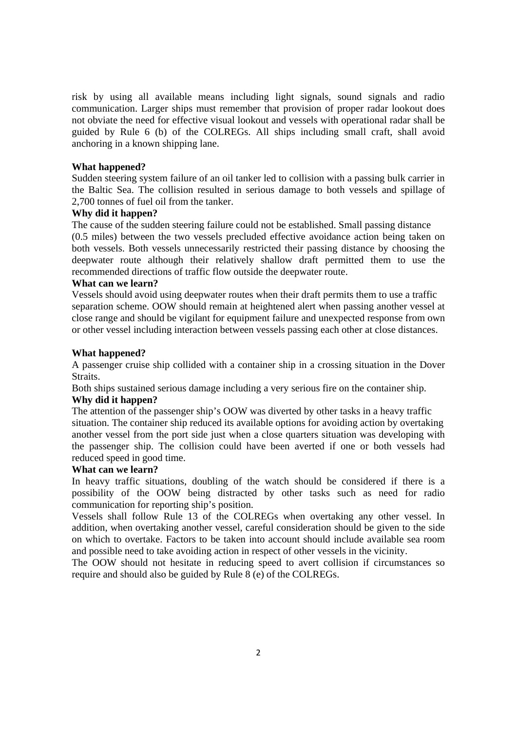risk by using all available means including light signals, sound signals and radio communication. Larger ships must remember that provision of proper radar lookout does not obviate the need for effective visual lookout and vessels with operational radar shall be guided by Rule 6 (b) of the COLREGs. All ships including small craft, shall avoid anchoring in a known shipping lane.

**What happened?**

Sudden steering system failure of an oil tanker led to collision with a passing bulk carrier in the Baltic Sea. The collision resulted in serious damage to both vessels and spillage of 2,700 tonnes of fuel oil from the tanker.

**Why did it happen?**

The cause of the sudden steering failure could not be established. Small passing distance (0.5 miles) between the two vessels precluded effective avoidance action being taken on both vessels. Both vessels unnecessarily restricted their passing distance by choosing the deepwater route although their relatively shallow draft permitted them to use the recommended directions of traffic flow outside the deepwater route.

**What can we learn?**

Vessels should avoid using deepwater routes when their draft permits them to use a traffic separation scheme. OOW should remain at heightened alert when passing another vessel at close range and should be vigilant for equipment failure and unexpected response from own or other vessel including interaction between vessels passing each other at close distances.

**What happened?**

A passenger cruise ship collided with a container ship in a crossing situation in the Dover Straits.

Both ships sustained serious damage including a very serious fire on the container ship.

**Why did it happen?**

The attention of the passenger ship's OOW was diverted by other tasks in a heavy traffic situation. The container ship reduced its available options for avoiding action by overtaking another vessel from the port side just when a close quarters situation was developing with the passenger ship. The collision could have been averted if one or both vessels had reduced speed in good time.

**What can we learn?**

In heavy traffic situations, doubling of the watch should be considered if there is a possibility of the OOW being distracted by other tasks such as need for radio communication for reporting ship's position.

Vessels shall follow Rule 13 of the COLREGs when overtaking any other vessel. In addition, when overtaking another vessel, careful consideration should be given to the side on which to overtake. Factors to be taken into account should include available sea room and possible need to take avoiding action in respect of other vessels in the vicinity.

The OOW should not hesitate in reducing speed to avert collision if circumstances so require and should also be guided by Rule 8 (e) of the COLREGs.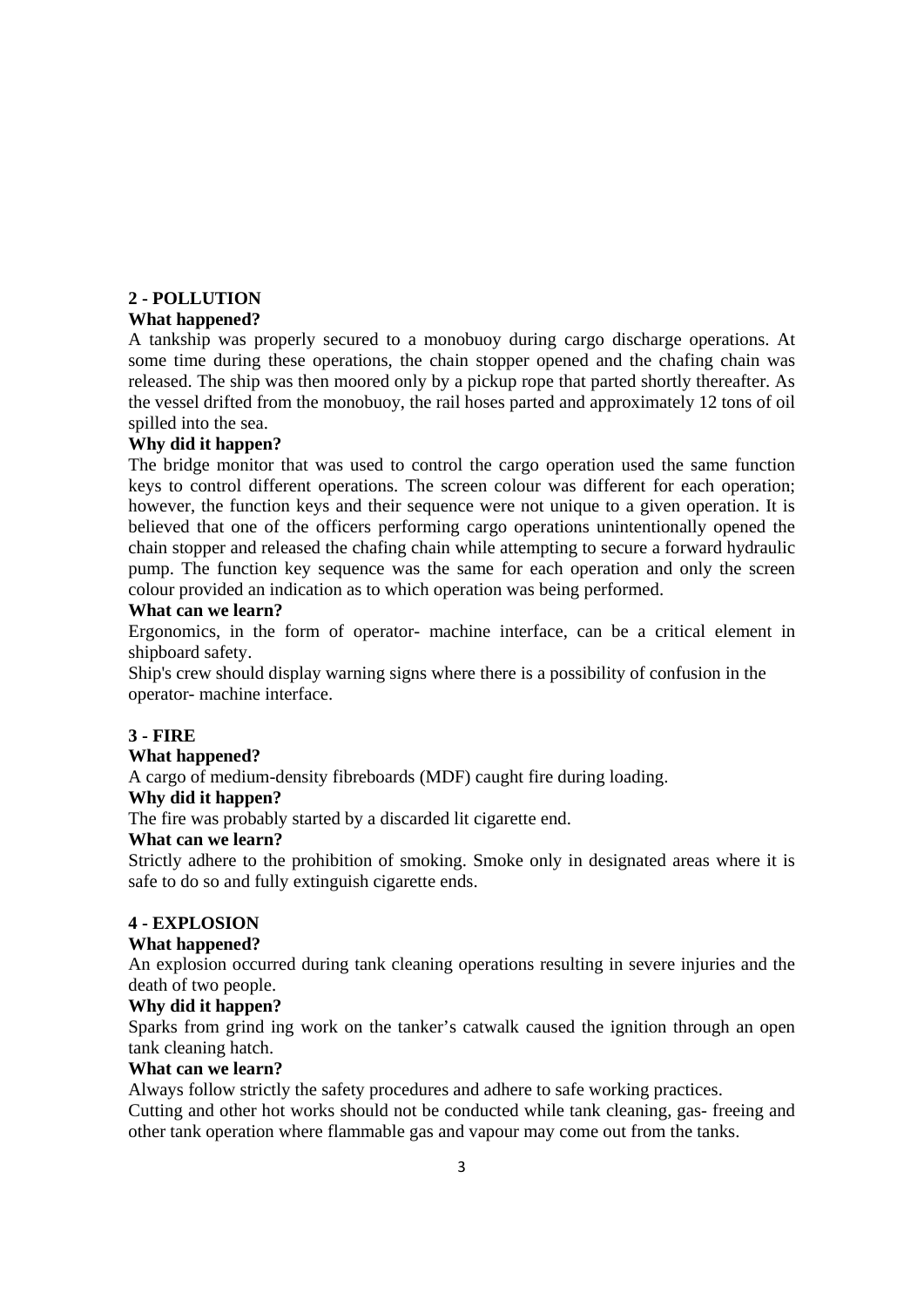## 2 - POLLUTION

**What happened?**

A tankship was properly secured to a monobuoy during cargo discharge operations. At some time during these operations, the chain stopper opened and the chafing chain was released. The ship was then moored only by a pickup rope that parted shortly thereafter. As the vessel drifted from the monobuoy, the rail hoses parted and approximately 12 tons of oil spilled into the sea.

**Why did it happen?**

The bridge monitor that was used to control the cargo operation used the same function keys to control different operations. The screen colour was different for each operation; however, the function keys and their sequence were not unique to a given operation. It is believed that one of the officers performing cargo operations unintentionally opened the chain stopper and released the chafing chain while attempting to secure a forward hydraulic pump. The function key sequence was the same for each operation and only the screen colour provided an indication as to which operation was being performed.

**What can we learn?**

Ergonomics, in the form of operator- machine interface, can be a critical element in shipboard safety.

Ship's crew should display warning signs where there is a possibility of confusion in the operator- machine interface.

## 3 - FIRE

**What happened?**

A cargo of medium-density fibreboards (MDF) caught fire during loading.

**Why did it happen?**

The fire was probably started by a discarded lit cigarette end.

**What can we learn?**

Strictly adhere to the prohibition of smoking. Smoke only in designated areas where it is safe to do so and fully extinguish cigarette ends.

## 4 - EXPLOSION

**What happened?**

An explosion occurred during tank cleaning operations resulting in severe injuries and the death of two people.

**Why did it happen?**

Sparks from grind ing work on the tanker's catwalk caused the ignition through an open tank cleaning hatch.

**What can we learn?**

Always follow strictly the safety procedures and adhere to safe working practices.

Cutting and other hot works should not be conducted while tank cleaning, gas- freeing and other tank operation where flammable gas and vapour may come out from the tanks.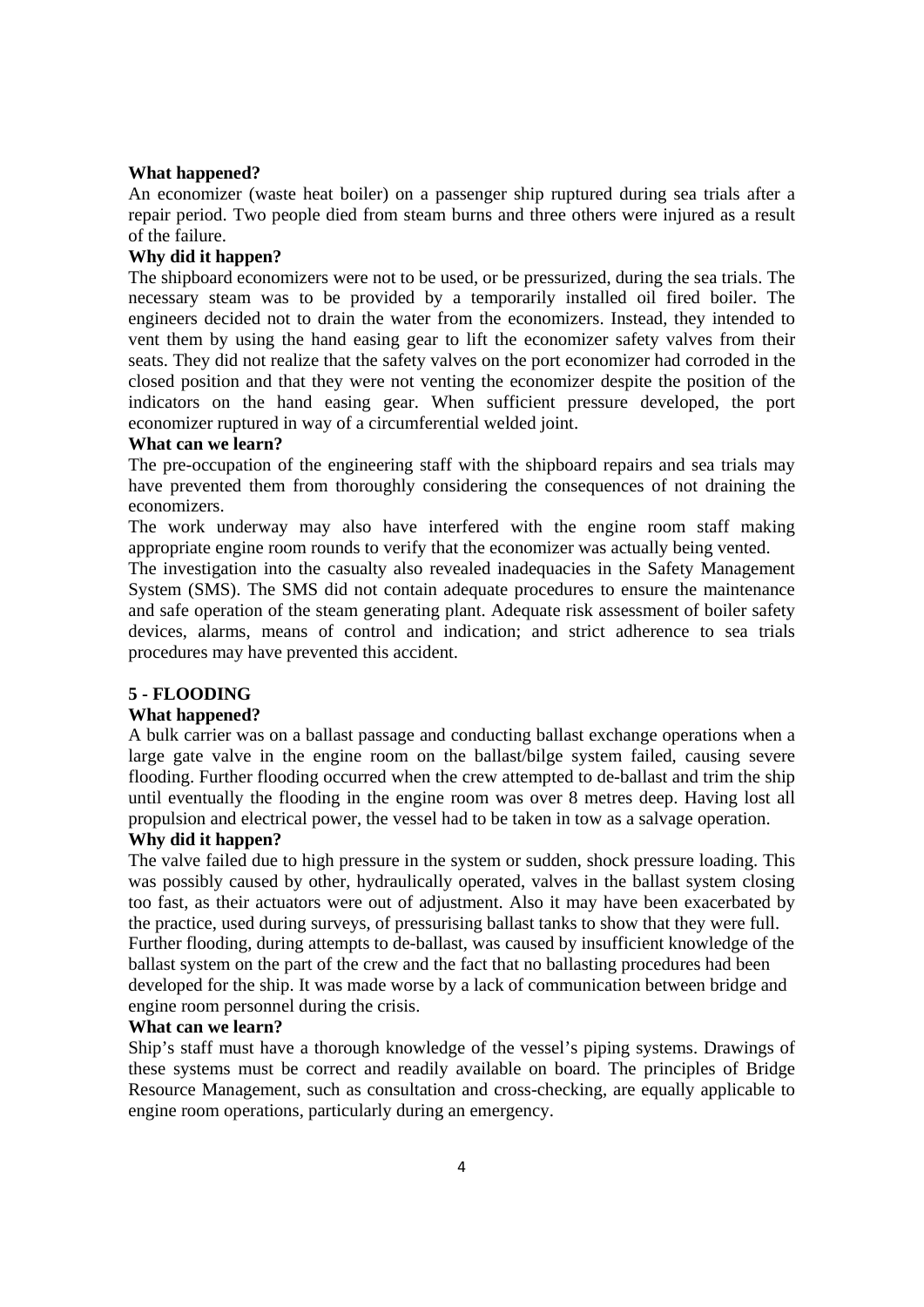**What happened?**

An economizer (waste heat boiler) on a passenger ship ruptured during sea trials after a repair period. Two people died from steam burns and three others were injured as a result of the failure.

**Why did it happen?**

The shipboard economizers were not to be used, or be pressurized, during the sea trials. The necessary steam was to be provided by a temporarily installed oil fired boiler. The engineers decided not to drain the water from the economizers. Instead, they intended to vent them by using the hand easing gear to lift the economizer safety valves from their seats. They did not realize that the safety valves on the port economizer had corroded in the closed position and that they were not venting the economizer despite the position of the indicators on the hand easing gear. When sufficient pressure developed, the port economizer ruptured in way of a circumferential welded joint.

**What can we learn?**

The pre-occupation of the engineering staff with the shipboard repairs and sea trials may have prevented them from thoroughly considering the consequences of not draining the economizers.

The work underway may also have interfered with the engine room staff making appropriate engine room rounds to verify that the economizer was actually being vented.

The investigation into the casualty also revealed inadequacies in the Safety Management System (SMS). The SMS did not contain adequate procedures to ensure the maintenance and safe operation of the steam generating plant. Adequate risk assessment of boiler safety devices, alarms, means of control and indication; and strict adherence to sea trials procedures may have prevented this accident.

## 5 - FLOODING

**What happened?**

A bulk carrier was on a ballast passage and conducting ballast exchange operations when a large gate valve in the engine room on the ballast/bilge system failed, causing severe flooding. Further flooding occurred when the crew attempted to de-ballast and trim the ship until eventually the flooding in the engine room was over 8 metres deep. Having lost all propulsion and electrical power, the vessel had to be taken in tow as a salvage operation.

**Why did it happen?**

The valve failed due to high pressure in the system or sudden, shock pressure loading. This was possibly caused by other, hydraulically operated, valves in the ballast system closing too fast, as their actuators were out of adjustment. Also it may have been exacerbated by the practice, used during surveys, of pressurising ballast tanks to show that they were full.

Further flooding, during attempts to de-ballast, was caused by insufficient knowledge of the ballast system on the part of the crew and the fact that no ballasting procedures had been developed for the ship. It was made worse by a lack of communication between bridge and engine room personnel during the crisis.

**What can we learn?**

Ship's staff must have a thorough knowledge of the vessel's piping systems. Drawings of these systems must be correct and readily available on board. The principles of Bridge Resource Management, such as consultation and cross-checking, are equally applicable to engine room operations, particularly during an emergency.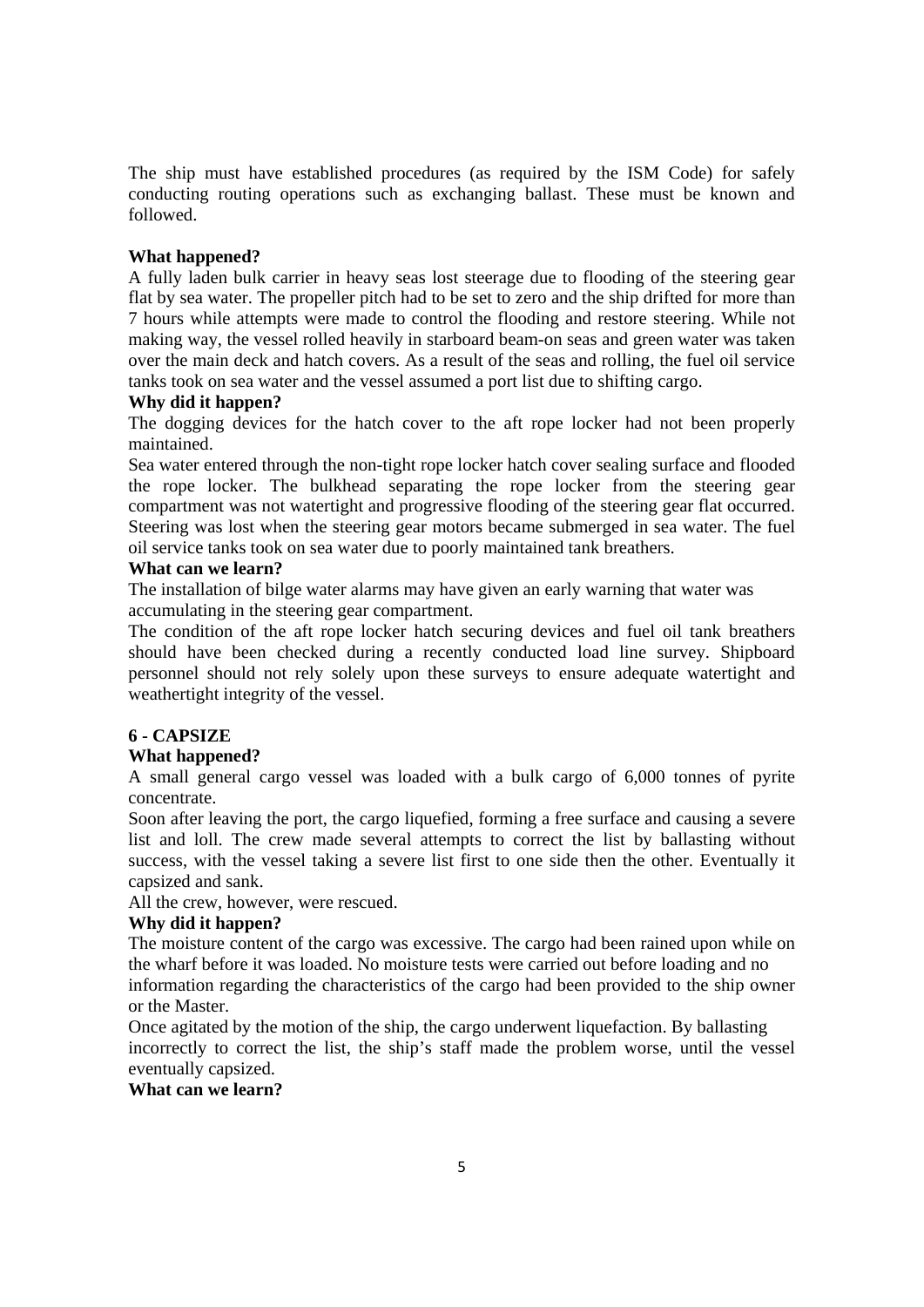The ship must have established procedures (as required by the ISM Code) for safely conducting routing operations such as exchanging ballast. These must be known and followed.

**What happened?**

A fully laden bulk carrier in heavy seas lost steerage due to flooding of the steering gear flat by sea water. The propeller pitch had to be set to zero and the ship drifted for more than 7 hours while attempts were made to control the flooding and restore steering. While not making way, the vessel rolled heavily in starboard beam-on seas and green water was taken over the main deck and hatch covers. As a result of the seas and rolling, the fuel oil service tanks took on sea water and the vessel assumed a port list due to shifting cargo.

**Why did it happen?**

The dogging devices for the hatch cover to the aft rope locker had not been properly maintained.

Sea water entered through the non-tight rope locker hatch cover sealing surface and flooded the rope locker. The bulkhead separating the rope locker from the steering gear compartment was not watertight and progressive flooding of the steering gear flat occurred. Steering was lost when the steering gear motors became submerged in sea water. The fuel oil service tanks took on sea water due to poorly maintained tank breathers.

**What can we learn?**

The installation of bilge water alarms may have given an early warning that water was accumulating in the steering gear compartment.

The condition of the aft rope locker hatch securing devices and fuel oil tank breathers should have been checked during a recently conducted load line survey. Shipboard personnel should not rely solely upon these surveys to ensure adequate watertight and weathertight integrity of the vessel.

## 6 - CAPSIZE

**What happened?**

A small general cargo vessel was loaded with a bulk cargo of 6,000 tonnes of pyrite concentrate.

Soon after leaving the port, the cargo liquefied, forming a free surface and causing a severe list and loll. The crew made several attempts to correct the list by ballasting without success, with the vessel taking a severe list first to one side then the other. Eventually it capsized and sank.

All the crew, however, were rescued.

**Why did it happen?**

The moisture content of the cargo was excessive. The cargo had been rained upon while on the wharf before it was loaded. No moisture tests were carried out before loading and no information regarding the characteristics of the cargo had been provided to the ship owner or the Master.

Once agitated by the motion of the ship, the cargo underwent liquefaction. By ballasting incorrectly to correct the list, the ship's staff made the problem worse, until the vessel eventually capsized.

**What can we learn?**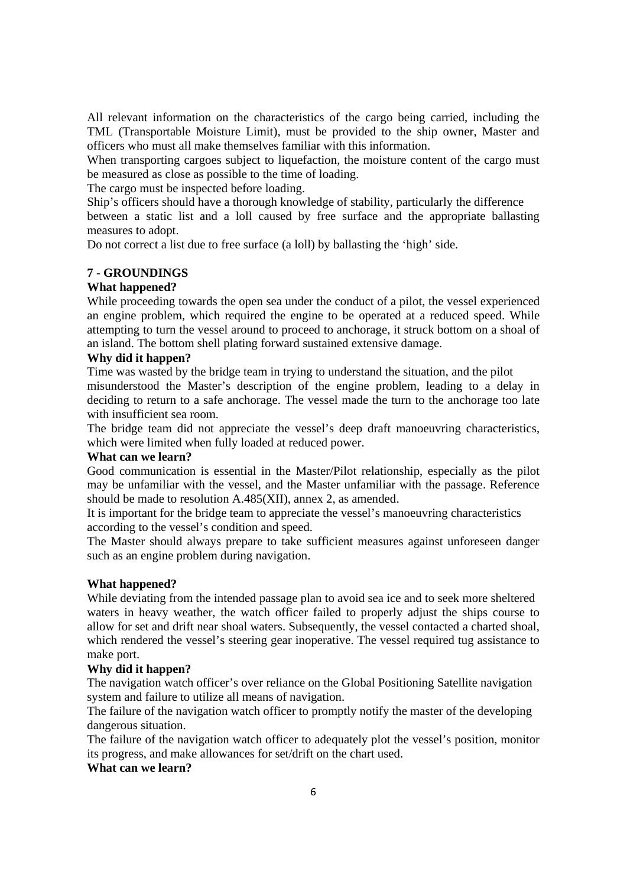All relevant information on the characteristics of the cargo being carried, including the TML (Transportable Moisture Limit), must be provided to the ship owner, Master and officers who must all make themselves familiar with this information.

When transporting cargoes subject to liquefaction, the moisture content of the cargo must be measured as close as possible to the time of loading.

The cargo must be inspected before loading.

Ship's officers should have a thorough knowledge of stability, particularly the difference between a static list and a loll caused by free surface and the appropriate ballasting measures to adopt.

Do not correct a list due to free surface (a loll) by ballasting the 'high' side.

**7 - GROUNDINGS**

**What happened?**

While proceeding towards the open sea under the conduct of a pilot, the vessel experienced an engine problem, which required the engine to be operated at a reduced speed. While attempting to turn the vessel around to proceed to anchorage, it struck bottom on a shoal of an island. The bottom shell plating forward sustained extensive damage.

**Why did it happen?**

Time was wasted by the bridge team in trying to understand the situation, and the pilot misunderstood the Master's description of the engine problem, leading to a delay in deciding to return to a safe anchorage. The vessel made the turn to the anchorage too late with insufficient sea room.

The bridge team did not appreciate the vessel's deep draft manoeuvring characteristics, which were limited when fully loaded at reduced power.

**What can we learn?**

Good communication is essential in the Master/Pilot relationship, especially as the pilot may be unfamiliar with the vessel, and the Master unfamiliar with the passage. Reference should be made to resolution A.485(XII), annex 2, as amended.

It is important for the bridge team to appreciate the vessel's manoeuvring characteristics according to the vessel's condition and speed.

The Master should always prepare to take sufficient measures against unforeseen danger such as an engine problem during navigation.

**What happened?**

While deviating from the intended passage plan to avoid sea ice and to seek more sheltered waters in heavy weather, the watch officer failed to properly adjust the ships course to allow for set and drift near shoal waters. Subsequently, the vessel contacted a charted shoal, which rendered the vessel's steering gear inoperative. The vessel required tug assistance to make port.

**Why did it happen?**

The navigation watch officer's over reliance on the Global Positioning Satellite navigation system and failure to utilize all means of navigation.

The failure of the navigation watch officer to promptly notify the master of the developing dangerous situation.

The failure of the navigation watch officer to adequately plot the vessel's position, monitor its progress, and make allowances for set/drift on the chart used.

**What can we learn?**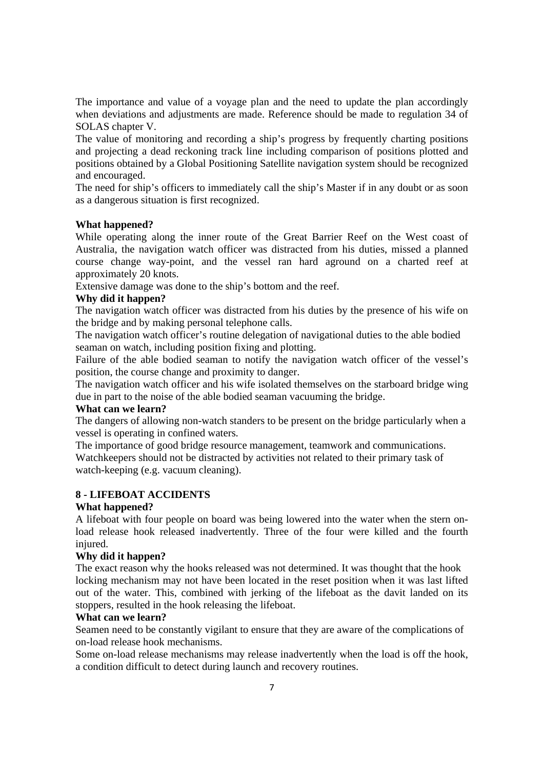The importance and value of a voyage plan and the need to update the plan accordingly when deviations and adjustments are made. Reference should be made to regulation 34 of SOLAS chapter V.

The value of monitoring and recording a ship's progress by frequently charting positions and projecting a dead reckoning track line including comparison of positions plotted and positions obtained by a Global Positioning Satellite navigation system should be recognized and encouraged.

The need for ship's officers to immediately call the ship's Master if in any doubt or as soon as a dangerous situation is first recognized.

**What happened?**

While operating along the inner route of the Great Barrier Reef on the West coast of Australia, the navigation watch officer was distracted from his duties, missed a planned course change way-point, and the vessel ran hard aground on a charted reef at approximately 20 knots.

Extensive damage was done to the ship's bottom and the reef.

**Why did it happen?**

The navigation watch officer was distracted from his duties by the presence of his wife on the bridge and by making personal telephone calls.

The navigation watch officer's routine delegation of navigational duties to the able bodied seaman on watch, including position fixing and plotting.

Failure of the able bodied seaman to notify the navigation watch officer of the vessel's position, the course change and proximity to danger.

The navigation watch officer and his wife isolated themselves on the starboard bridge wing due in part to the noise of the able bodied seaman vacuuming the bridge.

**What can we learn?**

The dangers of allowing non-watch standers to be present on the bridge particularly when a vessel is operating in confined waters.

The importance of good bridge resource management, teamwork and communications.

Watchkeepers should not be distracted by activities not related to their primary task of watch-keeping (e.g. vacuum cleaning).

## 8 - LIFEBOAT ACCIDENTS

**What happened?**

A lifeboat with four people on board was being lowered into the water when the stern on-load release hook released inadvertently. Three of the four were killed and the fourth injured.

**Why did it happen?**

The exact reason why the hooks released was not determined. It was thought that the hook locking mechanism may not have been located in the reset position when it was last lifted out of the water. This, combined with jerking of the lifeboat as the davit landed on its stoppers, resulted in the hook releasing the lifeboat.

**What can we learn?**

Seamen need to be constantly vigilant to ensure that they are aware of the complications of on-load release hook mechanisms.

Some on-load release mechanisms may release inadvertently when the load is off the hook, a condition difficult to detect during launch and recovery routines.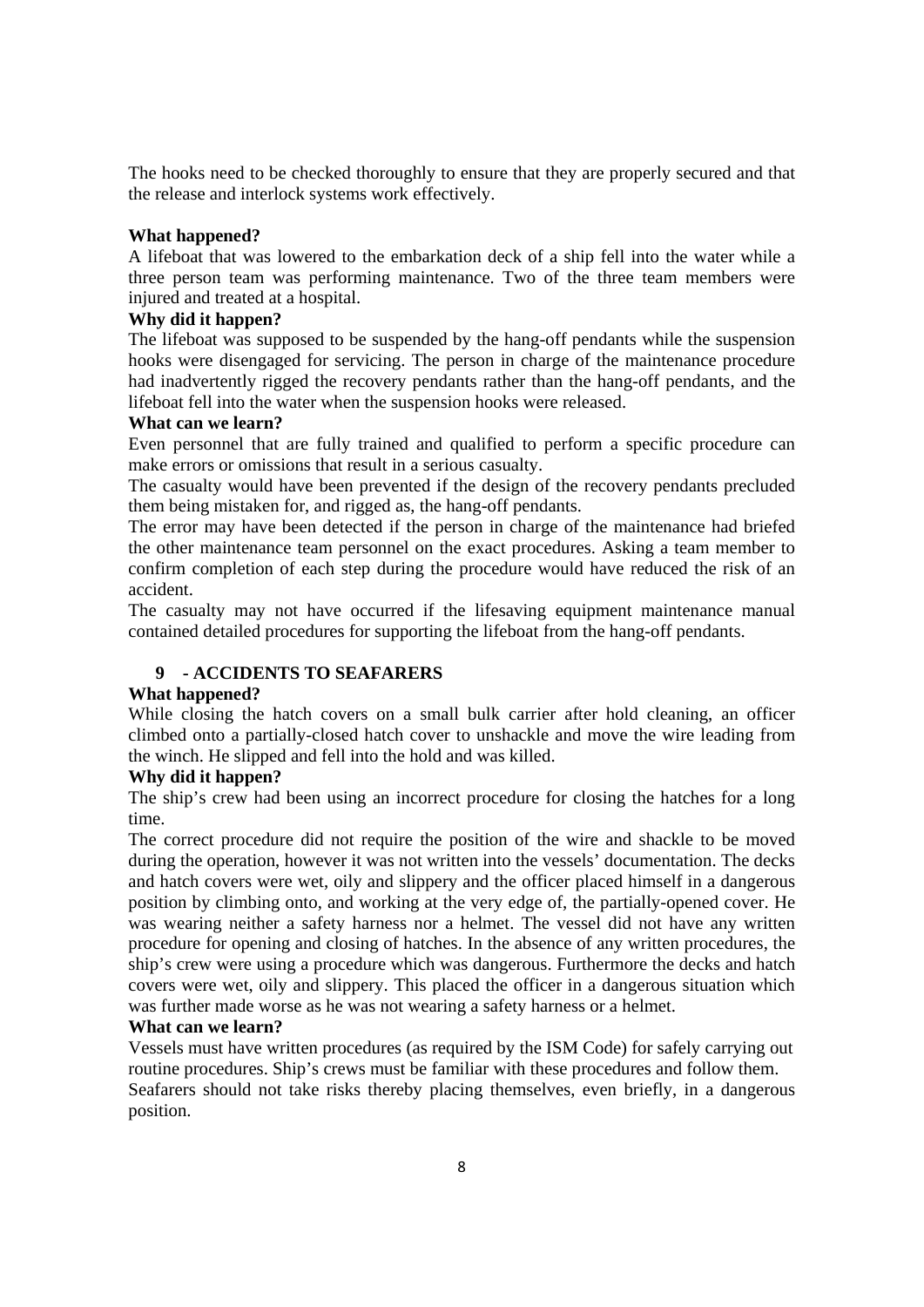The hooks need to be checked thoroughly to ensure that they are properly secured and that the release and interlock systems work effectively.

**What happened?**

A lifeboat that was lowered to the embarkation deck of a ship fell into the water while a three person team was performing maintenance. Two of the three team members were injured and treated at a hospital.

**Why did it happen?**

The lifeboat was supposed to be suspended by the hang-off pendants while the suspension hooks were disengaged for servicing. The person in charge of the maintenance procedure had inadvertently rigged the recovery pendants rather than the hang-off pendants, and the lifeboat fell into the water when the suspension hooks were released.

**What can we learn?**

Even personnel that are fully trained and qualified to perform a specific procedure can make errors or omissions that result in a serious casualty.

The casualty would have been prevented if the design of the recovery pendants precluded them being mistaken for, and rigged as, the hang-off pendants.

The error may have been detected if the person in charge of the maintenance had briefed the other maintenance team personnel on the exact procedures. Asking a team member to confirm completion of each step during the procedure would have reduced the risk of an accident.

The casualty may not have occurred if the lifesaving equipment maintenance manual contained detailed procedures for supporting the lifeboat from the hang-off pendants.

## 9 - ACCIDENTS TO SEAFARERS

**What happened?**

While closing the hatch covers on a small bulk carrier after hold cleaning, an officer climbed onto a partially-closed hatch cover to unshackle and move the wire leading from the winch. He slipped and fell into the hold and was killed.

**Why did it happen?**

The ship's crew had been using an incorrect procedure for closing the hatches for a long time.

The correct procedure did not require the position of the wire and shackle to be moved during the operation, however it was not written into the vessels' documentation. The decks and hatch covers were wet, oily and slippery and the officer placed himself in a dangerous position by climbing onto, and working at the very edge of, the partially-opened cover. He was wearing neither a safety harness nor a helmet. The vessel did not have any written procedure for opening and closing of hatches. In the absence of any written procedures, the ship's crew were using a procedure which was dangerous. Furthermore the decks and hatch covers were wet, oily and slippery. This placed the officer in a dangerous situation which was further made worse as he was not wearing a safety harness or a helmet.

**What can we learn?**

Vessels must have written procedures (as required by the ISM Code) for safely carrying out routine procedures. Ship's crews must be familiar with these procedures and follow them.

Seafarers should not take risks thereby placing themselves, even briefly, in a dangerous position.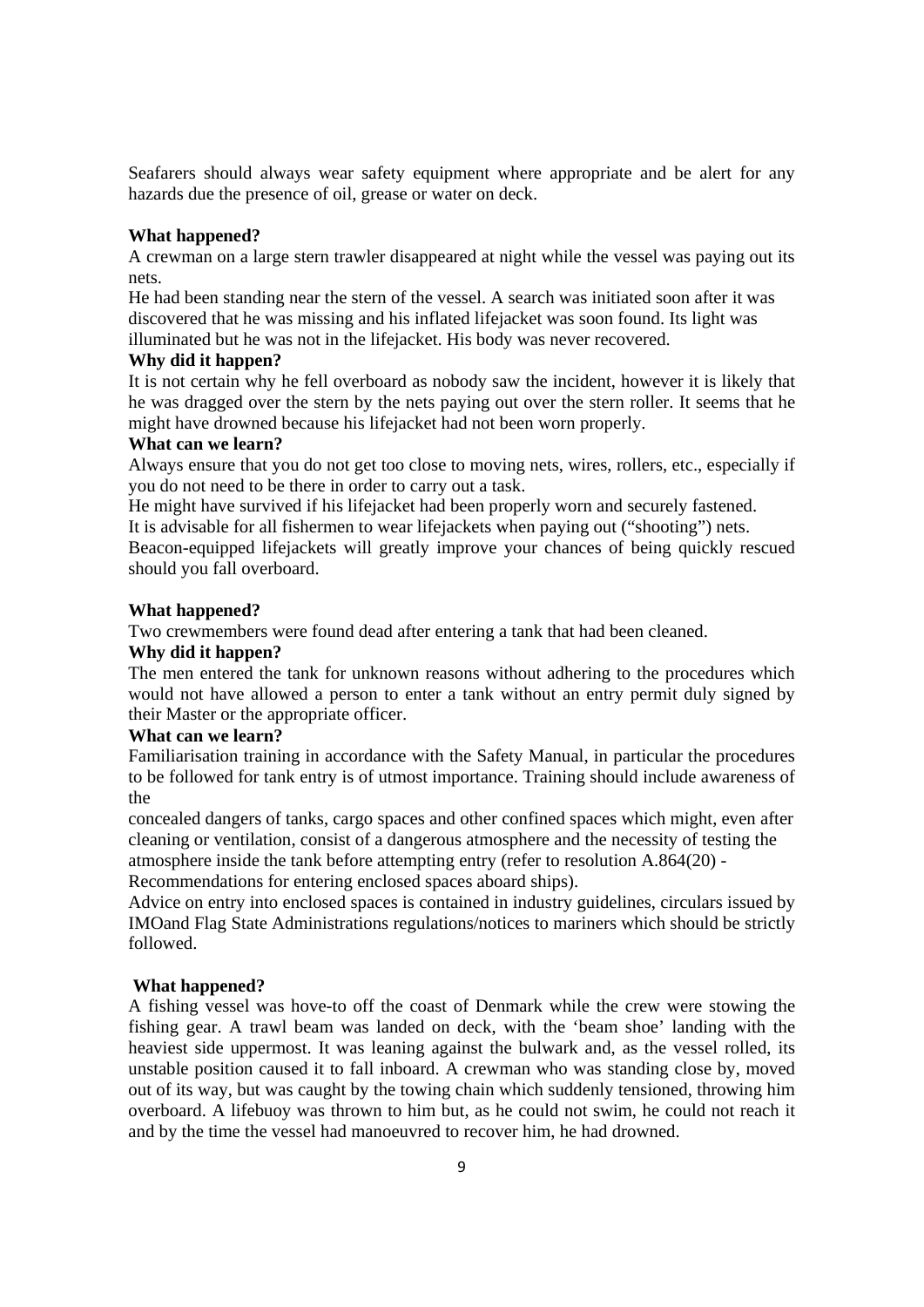Seafarers should always wear safety equipment where appropriate and be alert for any hazards due the presence of oil, grease or water on deck.

**What happened?**

A crewman on a large stern trawler disappeared at night while the vessel was paying out its nets.

He had been standing near the stern of the vessel. A search was initiated soon after it was discovered that he was missing and his inflated lifejacket was soon found. Its light was illuminated but he was not in the lifejacket. His body was never recovered.

**Why did it happen?**

It is not certain why he fell overboard as nobody saw the incident, however it is likely that he was dragged over the stern by the nets paying out over the stern roller. It seems that he might have drowned because his lifejacket had not been worn properly.

**What can we learn?**

Always ensure that you do not get too close to moving nets, wires, rollers, etc., especially if you do not need to be there in order to carry out a task.

He might have survived if his lifejacket had been properly worn and securely fastened.

It is advisable for all fishermen to wear lifejackets when paying out ("shooting") nets.

Beacon-equipped lifejackets will greatly improve your chances of being quickly rescued should you fall overboard.

**What happened?**

Two crewmembers were found dead after entering a tank that had been cleaned.

**Why did it happen?**

The men entered the tank for unknown reasons without adhering to the procedures which would not have allowed a person to enter a tank without an entry permit duly signed by their Master or the appropriate officer.

**What can we learn?**

Familiarisation training in accordance with the Safety Manual, in particular the procedures to be followed for tank entry is of utmost importance. Training should include awareness of the
concealed dangers of tanks, cargo spaces and other confined spaces which might, even after cleaning or ventilation, consist of a dangerous atmosphere and the necessity of testing the atmosphere inside the tank before attempting entry (refer to resolution A.864(20) - Recommendations for entering enclosed spaces aboard ships).

Advice on entry into enclosed spaces is contained in industry guidelines, circulars issued by IMOand Flag State Administrations regulations/notices to mariners which should be strictly followed.

**What happened?**

A fishing vessel was hove-to off the coast of Denmark while the crew were stowing the fishing gear. A trawl beam was landed on deck, with the 'beam shoe' landing with the heaviest side uppermost. It was leaning against the bulwark and, as the vessel rolled, its unstable position caused it to fall inboard. A crewman who was standing close by, moved out of its way, but was caught by the towing chain which suddenly tensioned, throwing him overboard. A lifebuoy was thrown to him but, as he could not swim, he could not reach it and by the time the vessel had manoeuvred to recover him, he had drowned.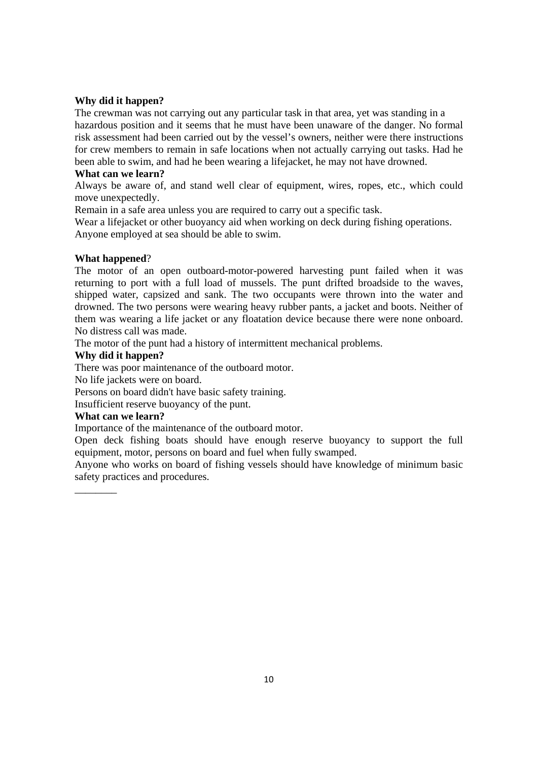**Why did it happen?**

The crewman was not carrying out any particular task in that area, yet was standing in a hazardous position and it seems that he must have been unaware of the danger. No formal risk assessment had been carried out by the vessel's owners, neither were there instructions for crew members to remain in safe locations when not actually carrying out tasks. Had he been able to swim, and had he been wearing a lifejacket, he may not have drowned.

**What can we learn?**

Always be aware of, and stand well clear of equipment, wires, ropes, etc., which could move unexpectedly.

Remain in a safe area unless you are required to carry out a specific task.

Wear a lifejacket or other buoyancy aid when working on deck during fishing operations.

Anyone employed at sea should be able to swim.

**What happened**?

The motor of an open outboard-motor-powered harvesting punt failed when it was returning to port with a full load of mussels. The punt drifted broadside to the waves, shipped water, capsized and sank. The two occupants were thrown into the water and drowned. The two persons were wearing heavy rubber pants, a jacket and boots. Neither of them was wearing a life jacket or any floatation device because there were none onboard. No distress call was made.

The motor of the punt had a history of intermittent mechanical problems.

**Why did it happen?**

There was poor maintenance of the outboard motor.

No life jackets were on board.

Persons on board didn't have basic safety training.

Insufficient reserve buoyancy of the punt.

**What can we learn?**

Importance of the maintenance of the outboard motor.

Open deck fishing boats should have enough reserve buoyancy to support the full equipment, motor, persons on board and fuel when fully swamped.

Anyone who works on board of fishing vessels should have knowledge of minimum basic safety practices and procedures.

________